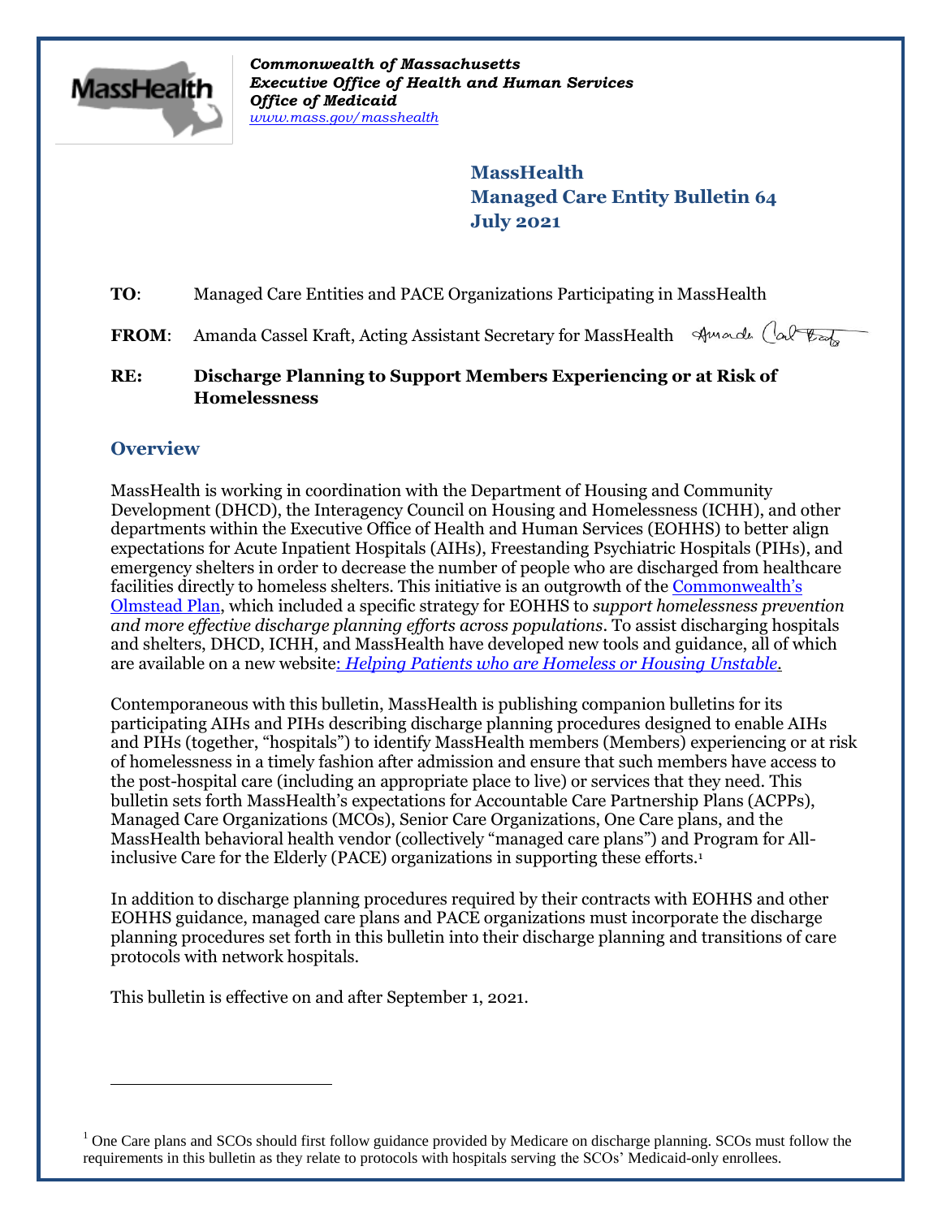*Commonwealth of Massachusetts*
***Executive Office of Health and Human Services***
***Office of Medicaid***
*www.mass.gov/masshealth*

**MassHealth**
**Managed Care Entity Bulletin 64**
**July 2021**

**TO**: Managed Care Entities and PACE Organizations Participating in MassHealth

**FROM**: Amanda Cassel Kraft, Acting Assistant Secretary for MassHealth

**RE: Discharge Planning to Support Members Experiencing or at Risk of Homelessness**

## Overview

MassHealth is working in coordination with the Department of Housing and Community Development (DHCD), the Interagency Council on Housing and Homelessness (ICHH), and other departments within the Executive Office of Health and Human Services (EOHHS) to better align expectations for Acute Inpatient Hospitals (AIHs), Freestanding Psychiatric Hospitals (PIHs), and emergency shelters in order to decrease the number of people who are discharged from healthcare facilities directly to homeless shelters. This initiative is an outgrowth of the Commonwealth's Olmstead Plan, which included a specific strategy for EOHHS to *support homelessness prevention and more effective discharge planning efforts across populations*. To assist discharging hospitals and shelters, DHCD, ICHH, and MassHealth have developed new tools and guidance, all of which are available on a new website*: Helping Patients who are Homeless or Housing Unstable*.

Contemporaneous with this bulletin, MassHealth is publishing companion bulletins for its participating AIHs and PIHs describing discharge planning procedures designed to enable AIHs and PIHs (together, "hospitals") to identify MassHealth members (Members) experiencing or at risk of homelessness in a timely fashion after admission and ensure that such members have access to the post-hospital care (including an appropriate place to live) or services that they need. This bulletin sets forth MassHealth's expectations for Accountable Care Partnership Plans (ACPPs), Managed Care Organizations (MCOs), Senior Care Organizations, One Care plans, and the MassHealth behavioral health vendor (collectively "managed care plans") and Program for All-inclusive Care for the Elderly (PACE) organizations in supporting these efforts.[1]

In addition to discharge planning procedures required by their contracts with EOHHS and other EOHHS guidance, managed care plans and PACE organizations must incorporate the discharge planning procedures set forth in this bulletin into their discharge planning and transitions of care protocols with network hospitals.

This bulletin is effective on and after September 1, 2021.

---

[1] One Care plans and SCOs should first follow guidance provided by Medicare on discharge planning. SCOs must follow the requirements in this bulletin as they relate to protocols with hospitals serving the SCOs' Medicaid-only enrollees.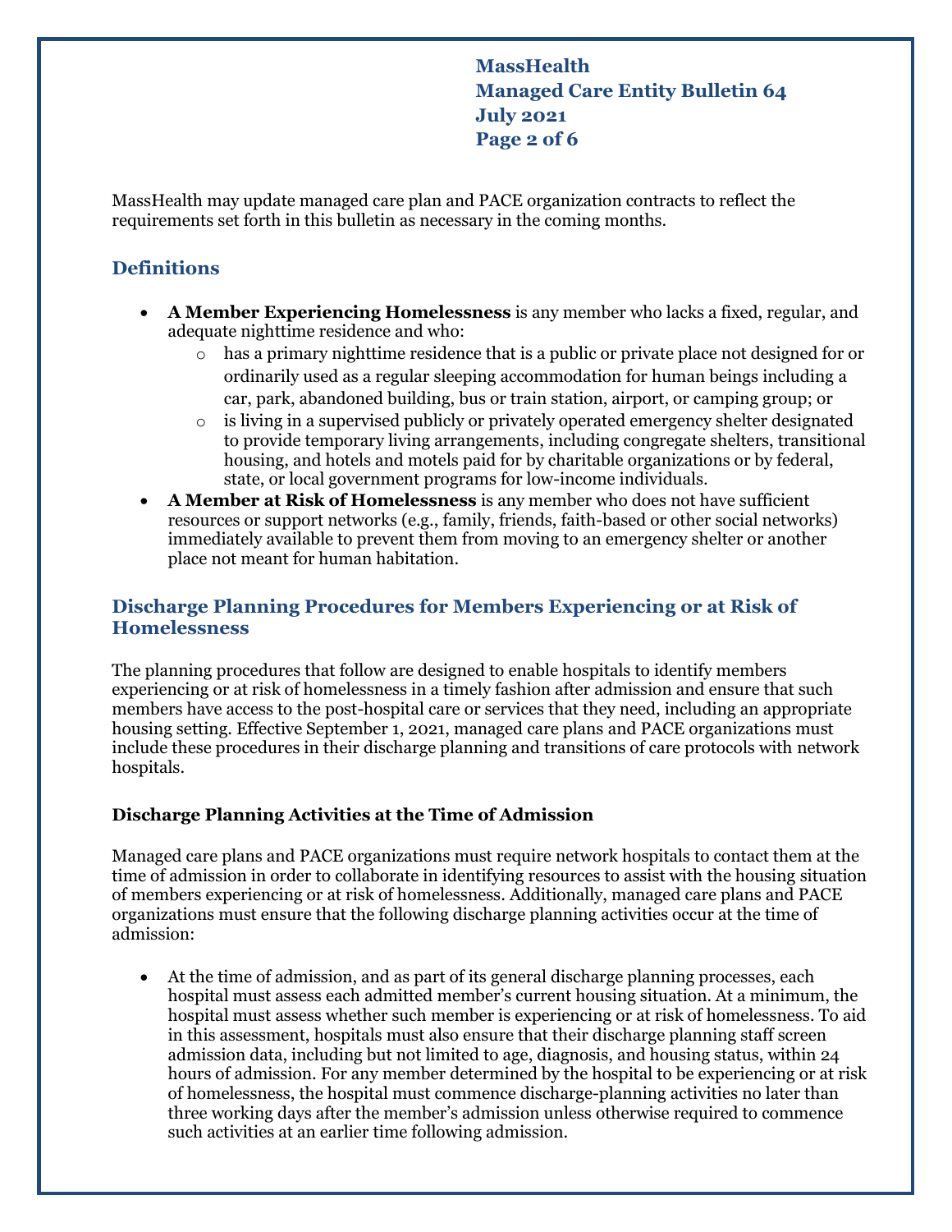MassHealth may update managed care plan and PACE organization contracts to reflect the requirements set forth in this bulletin as necessary in the coming months.

## Definitions

- **A Member Experiencing Homelessness** is any member who lacks a fixed, regular, and adequate nighttime residence and who:
  - has a primary nighttime residence that is a public or private place not designed for or ordinarily used as a regular sleeping accommodation for human beings including a car, park, abandoned building, bus or train station, airport, or camping group; or
  - is living in a supervised publicly or privately operated emergency shelter designated to provide temporary living arrangements, including congregate shelters, transitional housing, and hotels and motels paid for by charitable organizations or by federal, state, or local government programs for low-income individuals.
- **A Member at Risk of Homelessness** is any member who does not have sufficient resources or support networks (e.g., family, friends, faith-based or other social networks) immediately available to prevent them from moving to an emergency shelter or another place not meant for human habitation.

## Discharge Planning Procedures for Members Experiencing or at Risk of Homelessness

The planning procedures that follow are designed to enable hospitals to identify members experiencing or at risk of homelessness in a timely fashion after admission and ensure that such members have access to the post-hospital care or services that they need, including an appropriate housing setting. Effective September 1, 2021, managed care plans and PACE organizations must include these procedures in their discharge planning and transitions of care protocols with network hospitals.

### Discharge Planning Activities at the Time of Admission

Managed care plans and PACE organizations must require network hospitals to contact them at the time of admission in order to collaborate in identifying resources to assist with the housing situation of members experiencing or at risk of homelessness. Additionally, managed care plans and PACE organizations must ensure that the following discharge planning activities occur at the time of admission:

- At the time of admission, and as part of its general discharge planning processes, each hospital must assess each admitted member's current housing situation. At a minimum, the hospital must assess whether such member is experiencing or at risk of homelessness. To aid in this assessment, hospitals must also ensure that their discharge planning staff screen admission data, including but not limited to age, diagnosis, and housing status, within 24 hours of admission. For any member determined by the hospital to be experiencing or at risk of homelessness, the hospital must commence discharge-planning activities no later than three working days after the member's admission unless otherwise required to commence such activities at an earlier time following admission.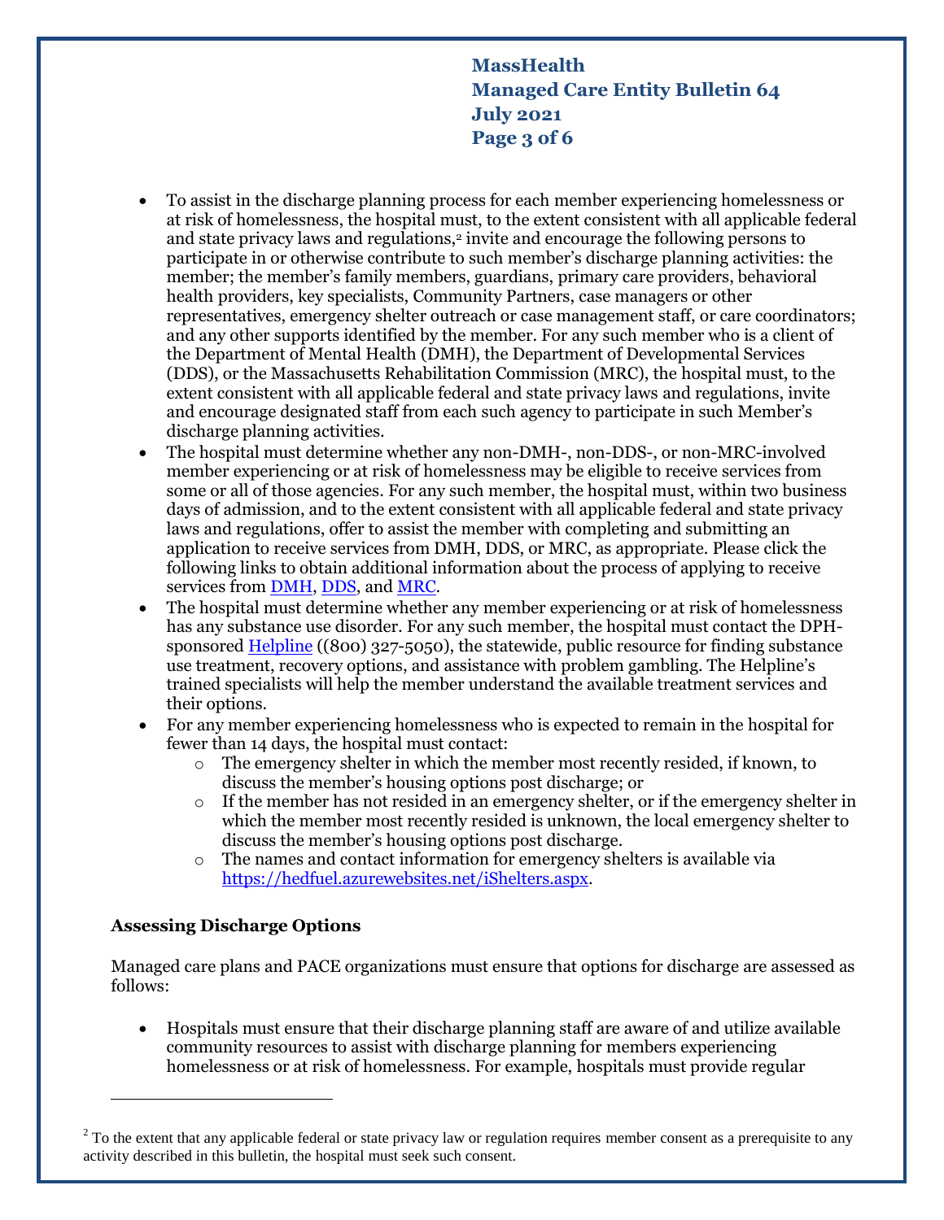- To assist in the discharge planning process for each member experiencing homelessness or at risk of homelessness, the hospital must, to the extent consistent with all applicable federal and state privacy laws and regulations,[2] invite and encourage the following persons to participate in or otherwise contribute to such member's discharge planning activities: the member; the member's family members, guardians, primary care providers, behavioral health providers, key specialists, Community Partners, case managers or other representatives, emergency shelter outreach or case management staff, or care coordinators; and any other supports identified by the member. For any such member who is a client of the Department of Mental Health (DMH), the Department of Developmental Services (DDS), or the Massachusetts Rehabilitation Commission (MRC), the hospital must, to the extent consistent with all applicable federal and state privacy laws and regulations, invite and encourage designated staff from each such agency to participate in such Member's discharge planning activities.
- The hospital must determine whether any non-DMH-, non-DDS-, or non-MRC-involved member experiencing or at risk of homelessness may be eligible to receive services from some or all of those agencies. For any such member, the hospital must, within two business days of admission, and to the extent consistent with all applicable federal and state privacy laws and regulations, offer to assist the member with completing and submitting an application to receive services from DMH, DDS, or MRC, as appropriate. Please click the following links to obtain additional information about the process of applying to receive services from DMH, DDS, and MRC.
- The hospital must determine whether any member experiencing or at risk of homelessness has any substance use disorder. For any such member, the hospital must contact the DPH-sponsored Helpline ((800) 327-5050), the statewide, public resource for finding substance use treatment, recovery options, and assistance with problem gambling. The Helpline's trained specialists will help the member understand the available treatment services and their options.
- For any member experiencing homelessness who is expected to remain in the hospital for fewer than 14 days, the hospital must contact:
  - The emergency shelter in which the member most recently resided, if known, to discuss the member's housing options post discharge; or
  - If the member has not resided in an emergency shelter, or if the emergency shelter in which the member most recently resided is unknown, the local emergency shelter to discuss the member's housing options post discharge.
  - The names and contact information for emergency shelters is available via https://hedfuel.azurewebsites.net/iShelters.aspx.

### Assessing Discharge Options

Managed care plans and PACE organizations must ensure that options for discharge are assessed as follows:

- Hospitals must ensure that their discharge planning staff are aware of and utilize available community resources to assist with discharge planning for members experiencing homelessness or at risk of homelessness. For example, hospitals must provide regular

[2] To the extent that any applicable federal or state privacy law or regulation requires member consent as a prerequisite to any activity described in this bulletin, the hospital must seek such consent.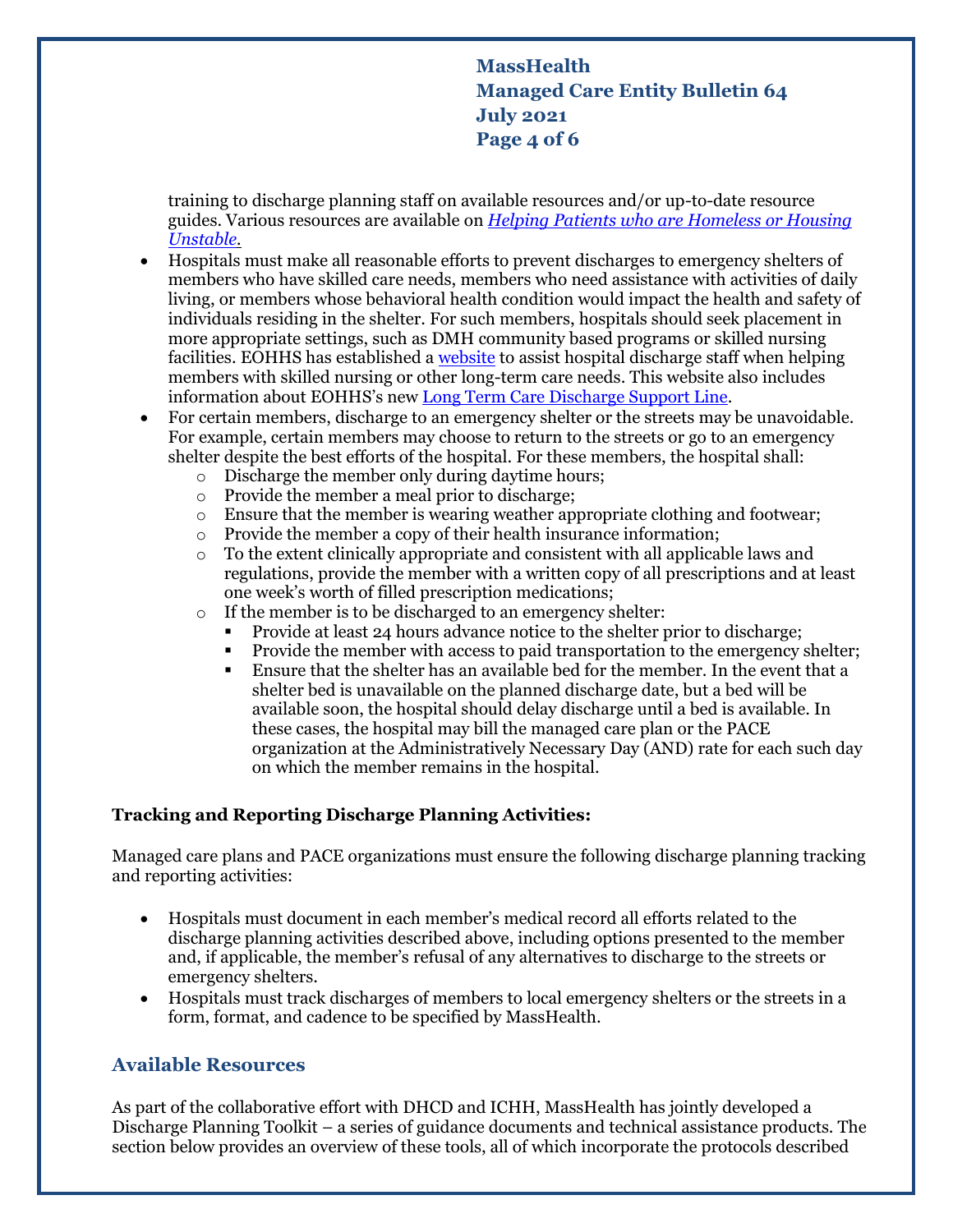training to discharge planning staff on available resources and/or up-to-date resource guides. Various resources are available on [*Helping Patients who are Homeless or Housing Unstable.*]()

- Hospitals must make all reasonable efforts to prevent discharges to emergency shelters of members who have skilled care needs, members who need assistance with activities of daily living, or members whose behavioral health condition would impact the health and safety of individuals residing in the shelter. For such members, hospitals should seek placement in more appropriate settings, such as DMH community based programs or skilled nursing facilities. EOHHS has established a [website]() to assist hospital discharge staff when helping members with skilled nursing or other long-term care needs. This website also includes information about EOHHS's new [Long Term Care Discharge Support Line]().
- For certain members, discharge to an emergency shelter or the streets may be unavoidable. For example, certain members may choose to return to the streets or go to an emergency shelter despite the best efforts of the hospital. For these members, the hospital shall:
  - Discharge the member only during daytime hours;
  - Provide the member a meal prior to discharge;
  - Ensure that the member is wearing weather appropriate clothing and footwear;
  - Provide the member a copy of their health insurance information;
  - To the extent clinically appropriate and consistent with all applicable laws and regulations, provide the member with a written copy of all prescriptions and at least one week's worth of filled prescription medications;
  - If the member is to be discharged to an emergency shelter:
    - Provide at least 24 hours advance notice to the shelter prior to discharge;
    - Provide the member with access to paid transportation to the emergency shelter;
    - Ensure that the shelter has an available bed for the member. In the event that a shelter bed is unavailable on the planned discharge date, but a bed will be available soon, the hospital should delay discharge until a bed is available. In these cases, the hospital may bill the managed care plan or the PACE organization at the Administratively Necessary Day (AND) rate for each such day on which the member remains in the hospital.

**Tracking and Reporting Discharge Planning Activities:**

Managed care plans and PACE organizations must ensure the following discharge planning tracking and reporting activities:

- Hospitals must document in each member's medical record all efforts related to the discharge planning activities described above, including options presented to the member and, if applicable, the member's refusal of any alternatives to discharge to the streets or emergency shelters.
- Hospitals must track discharges of members to local emergency shelters or the streets in a form, format, and cadence to be specified by MassHealth.

## Available Resources

As part of the collaborative effort with DHCD and ICHH, MassHealth has jointly developed a Discharge Planning Toolkit – a series of guidance documents and technical assistance products. The section below provides an overview of these tools, all of which incorporate the protocols described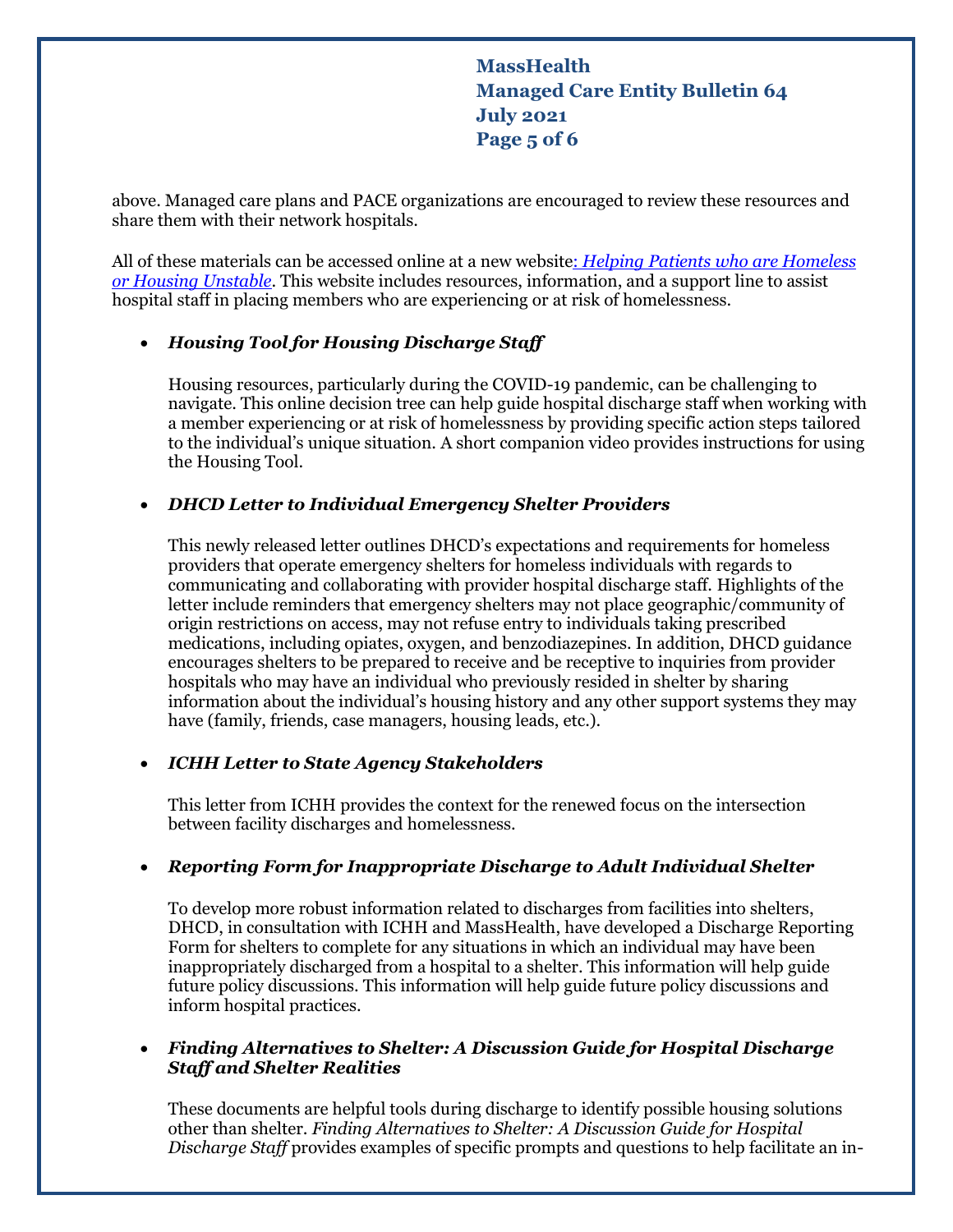above. Managed care plans and PACE organizations are encouraged to review these resources and share them with their network hospitals.

All of these materials can be accessed online at a new website: *Helping Patients who are Homeless or Housing Unstable*. This website includes resources, information, and a support line to assist hospital staff in placing members who are experiencing or at risk of homelessness.

- ***Housing Tool for Housing Discharge Staff***

  Housing resources, particularly during the COVID-19 pandemic, can be challenging to navigate. This online decision tree can help guide hospital discharge staff when working with a member experiencing or at risk of homelessness by providing specific action steps tailored to the individual's unique situation. A short companion video provides instructions for using the Housing Tool.

- ***DHCD Letter to Individual Emergency Shelter Providers***

  This newly released letter outlines DHCD's expectations and requirements for homeless providers that operate emergency shelters for homeless individuals with regards to communicating and collaborating with provider hospital discharge staff. Highlights of the letter include reminders that emergency shelters may not place geographic/community of origin restrictions on access, may not refuse entry to individuals taking prescribed medications, including opiates, oxygen, and benzodiazepines. In addition, DHCD guidance encourages shelters to be prepared to receive and be receptive to inquiries from provider hospitals who may have an individual who previously resided in shelter by sharing information about the individual's housing history and any other support systems they may have (family, friends, case managers, housing leads, etc.).

- ***ICHH Letter to State Agency Stakeholders***

  This letter from ICHH provides the context for the renewed focus on the intersection between facility discharges and homelessness.

- ***Reporting Form for Inappropriate Discharge to Adult Individual Shelter***

  To develop more robust information related to discharges from facilities into shelters, DHCD, in consultation with ICHH and MassHealth, have developed a Discharge Reporting Form for shelters to complete for any situations in which an individual may have been inappropriately discharged from a hospital to a shelter. This information will help guide future policy discussions. This information will help guide future policy discussions and inform hospital practices.

- ***Finding Alternatives to Shelter: A Discussion Guide for Hospital Discharge Staff and Shelter Realities***

  These documents are helpful tools during discharge to identify possible housing solutions other than shelter. *Finding Alternatives to Shelter: A Discussion Guide for Hospital Discharge Staff* provides examples of specific prompts and questions to help facilitate an in-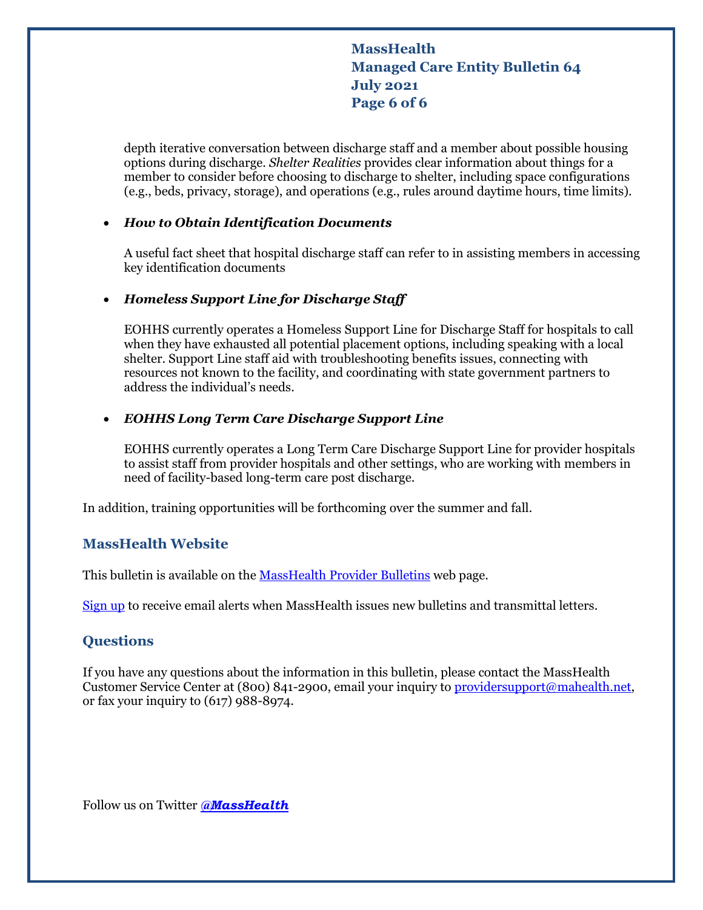depth iterative conversation between discharge staff and a member about possible housing options during discharge. *Shelter Realities* provides clear information about things for a member to consider before choosing to discharge to shelter, including space configurations (e.g., beds, privacy, storage), and operations (e.g., rules around daytime hours, time limits).

- ***How to Obtain Identification Documents***

  A useful fact sheet that hospital discharge staff can refer to in assisting members in accessing key identification documents

- ***Homeless Support Line for Discharge Staff***

  EOHHS currently operates a Homeless Support Line for Discharge Staff for hospitals to call when they have exhausted all potential placement options, including speaking with a local shelter. Support Line staff aid with troubleshooting benefits issues, connecting with resources not known to the facility, and coordinating with state government partners to address the individual's needs.

- ***EOHHS Long Term Care Discharge Support Line***

  EOHHS currently operates a Long Term Care Discharge Support Line for provider hospitals to assist staff from provider hospitals and other settings, who are working with members in need of facility-based long-term care post discharge.

In addition, training opportunities will be forthcoming over the summer and fall.

## MassHealth Website

This bulletin is available on the [MassHealth Provider Bulletins]() web page.

[Sign up]() to receive email alerts when MassHealth issues new bulletins and transmittal letters.

## Questions

If you have any questions about the information in this bulletin, please contact the MassHealth Customer Service Center at (800) 841-2900, email your inquiry to providersupport@mahealth.net, or fax your inquiry to (617) 988-8974.

Follow us on Twitter ***@MassHealth***